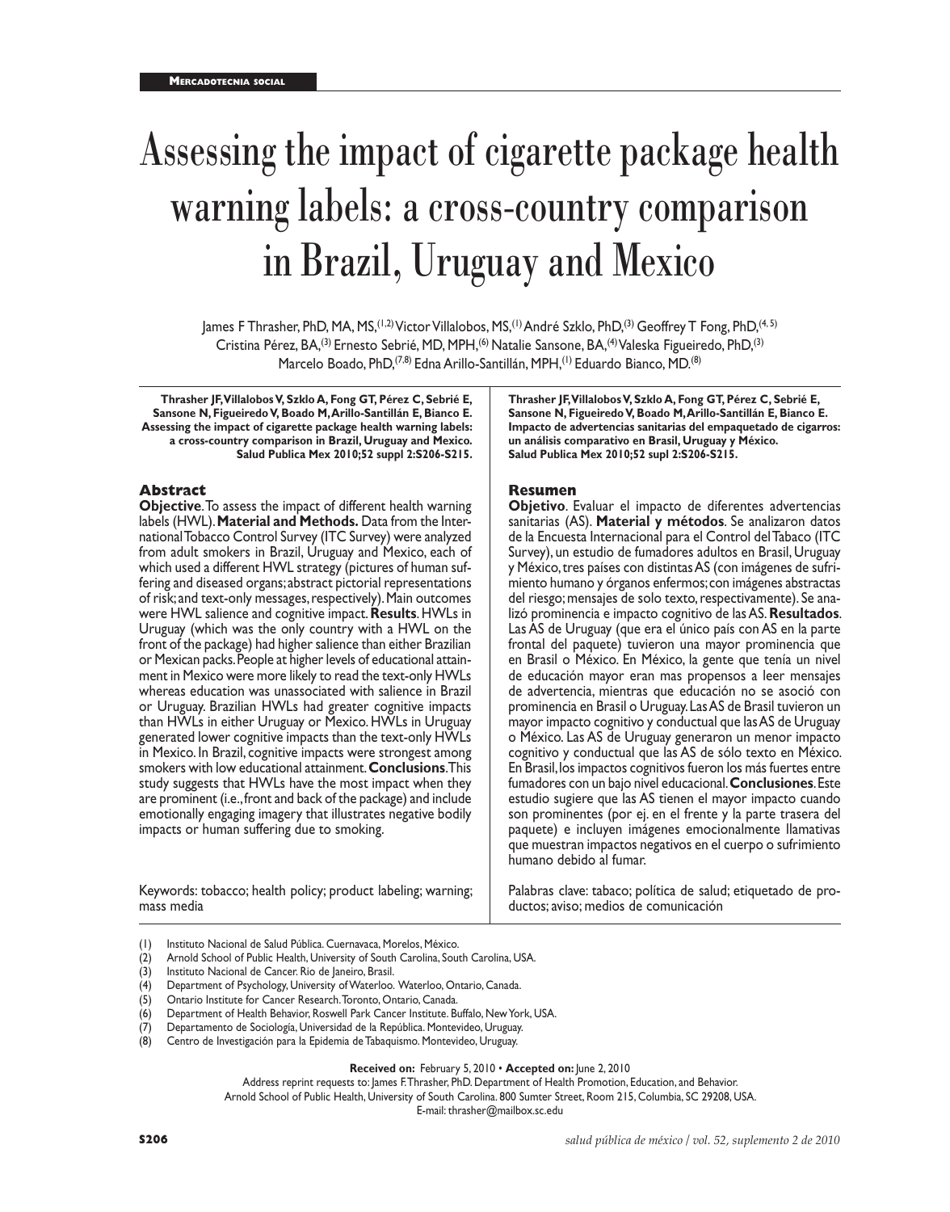Mercadotecnia social

# Assessing the impact of cigarette package health warning labels: a cross-country comparison in Brazil, Uruguay and Mexico

James F Thrasher, PhD, MA, MS,[1,2] Victor Villalobos, MS,[1] André Szklo, PhD,[3] Geoffrey T Fong, PhD,[4,5] Cristina Pérez, BA,[3] Ernesto Sebrié, MD, MPH,[6] Natalie Sansone, BA,[4] Valeska Figueiredo, PhD,[3] Marcelo Boado, PhD,[7,8] Edna Arillo-Santillán, MPH,[1] Eduardo Bianco, MD.[8]

**Thrasher JF, Villalobos V, Szklo A, Fong GT, Pérez C, Sebrié E, Sansone N, Figueiredo V, Boado M, Arillo-Santillán E, Bianco E. Assessing the impact of cigarette package health warning labels: a cross-country comparison in Brazil, Uruguay and Mexico. Salud Publica Mex 2010;52 suppl 2:S206-S215.**

## Abstract

**Objective**. To assess the impact of different health warning labels (HWL). **Material and Methods.** Data from the International Tobacco Control Survey (ITC Survey) were analyzed from adult smokers in Brazil, Uruguay and Mexico, each of which used a different HWL strategy (pictures of human suffering and diseased organs; abstract pictorial representations of risk; and text-only messages, respectively). Main outcomes were HWL salience and cognitive impact. **Results**. HWLs in Uruguay (which was the only country with a HWL on the front of the package) had higher salience than either Brazilian or Mexican packs. People at higher levels of educational attainment in Mexico were more likely to read the text-only HWLs whereas education was unassociated with salience in Brazil or Uruguay. Brazilian HWLs had greater cognitive impacts than HWLs in either Uruguay or Mexico. HWLs in Uruguay generated lower cognitive impacts than the text-only HWLs in Mexico. In Brazil, cognitive impacts were strongest among smokers with low educational attainment. **Conclusions**. This study suggests that HWLs have the most impact when they are prominent (i.e., front and back of the package) and include emotionally engaging imagery that illustrates negative bodily impacts or human suffering due to smoking.

Keywords: tobacco; health policy; product labeling; warning; mass media

**Thrasher JF, Villalobos V, Szklo A, Fong GT, Pérez C, Sebrié E, Sansone N, Figueiredo V, Boado M, Arillo-Santillán E, Bianco E. Impacto de advertencias sanitarias del empaquetado de cigarros: un análisis comparativo en Brasil, Uruguay y México. Salud Publica Mex 2010;52 supl 2:S206-S215.**

## Resumen

**Objetivo**. Evaluar el impacto de diferentes advertencias sanitarias (AS). **Material y métodos**. Se analizaron datos de la Encuesta Internacional para el Control del Tabaco (ITC Survey), un estudio de fumadores adultos en Brasil, Uruguay y México, tres países con distintas AS (con imágenes de sufrimiento humano y órganos enfermos; con imágenes abstractas del riesgo; mensajes de solo texto, respectivamente). Se analizó prominencia e impacto cognitivo de las AS. **Resultados**. Las AS de Uruguay (que era el único país con AS en la parte frontal del paquete) tuvieron una mayor prominencia que en Brasil o México. En México, la gente que tenía un nivel de educación mayor eran mas propensos a leer mensajes de advertencia, mientras que educación no se asoció con prominencia en Brasil o Uruguay. Las AS de Brasil tuvieron un mayor impacto cognitivo y conductual que las AS de Uruguay o México. Las AS de Uruguay generaron un menor impacto cognitivo y conductual que las AS de sólo texto en México. En Brasil, los impactos cognitivos fueron los más fuertes entre fumadores con un bajo nivel educacional. **Conclusiones**. Este estudio sugiere que las AS tienen el mayor impacto cuando son prominentes (por ej. en el frente y la parte trasera del paquete) e incluyen imágenes emocionalmente llamativas que muestran impactos negativos en el cuerpo o sufrimiento humano debido al fumar.

Palabras clave: tabaco; política de salud; etiquetado de productos; aviso; medios de comunicación

(1) Instituto Nacional de Salud Pública. Cuernavaca, Morelos, México.
(2) Arnold School of Public Health, University of South Carolina, South Carolina, USA.
(3) Instituto Nacional de Cancer. Rio de Janeiro, Brasil.
(4) Department of Psychology, University of Waterloo. Waterloo, Ontario, Canada.
(5) Ontario Institute for Cancer Research. Toronto, Ontario, Canada.
(6) Department of Health Behavior, Roswell Park Cancer Institute. Buffalo, New York, USA.
(7) Departamento de Sociología, Universidad de la República. Montevideo, Uruguay.
(8) Centro de Investigación para la Epidemia de Tabaquismo. Montevideo, Uruguay.

**Received on:** February 5, 2010 • **Accepted on:** June 2, 2010

Address reprint requests to: James F. Thrasher, PhD. Department of Health Promotion, Education, and Behavior. Arnold School of Public Health, University of South Carolina. 800 Sumter Street, Room 215, Columbia, SC 29208, USA.

E-mail: thrasher@mailbox.sc.edu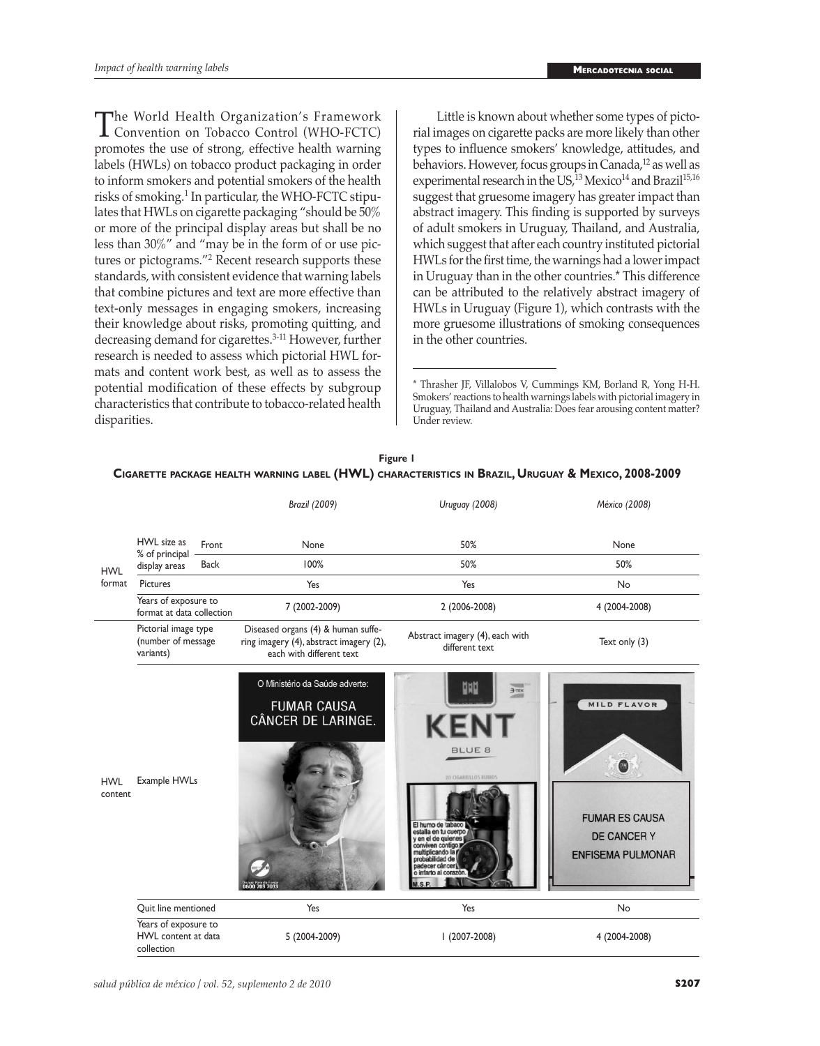The World Health Organization's Framework Convention on Tobacco Control (WHO-FCTC) promotes the use of strong, effective health warning labels (HWLs) on tobacco product packaging in order to inform smokers and potential smokers of the health risks of smoking.[1] In particular, the WHO-FCTC stipulates that HWLs on cigarette packaging "should be 50% or more of the principal display areas but shall be no less than 30%" and "may be in the form of or use pictures or pictograms."[2] Recent research supports these standards, with consistent evidence that warning labels that combine pictures and text are more effective than text-only messages in engaging smokers, increasing their knowledge about risks, promoting quitting, and decreasing demand for cigarettes.[3-11] However, further research is needed to assess which pictorial HWL formats and content work best, as well as to assess the potential modification of these effects by subgroup characteristics that contribute to tobacco-related health disparities.

Little is known about whether some types of pictorial images on cigarette packs are more likely than other types to influence smokers' knowledge, attitudes, and behaviors. However, focus groups in Canada,[12] as well as experimental research in the US,[13] Mexico[14] and Brazil[15,16] suggest that gruesome imagery has greater impact than abstract imagery. This finding is supported by surveys of adult smokers in Uruguay, Thailand, and Australia, which suggest that after each country instituted pictorial HWLs for the first time, the warnings had a lower impact in Uruguay than in the other countries.* This difference can be attributed to the relatively abstract imagery of HWLs in Uruguay (Figure 1), which contrasts with the more gruesome illustrations of smoking consequences in the other countries.

* Thrasher JF, Villalobos V, Cummings KM, Borland R, Yong H-H. Smokers' reactions to health warnings labels with pictorial imagery in Uruguay, Thailand and Australia: Does fear arousing content matter? Under review.

**Figure 1**
**Cigarette package health warning label (HWL) characteristics in Brazil, Uruguay & Mexico, 2008-2009**

| | | | Brazil (2009) | Uruguay (2008) | México (2008) |
|---|---|---|---|---|---|
| HWL format | HWL size as % of principal display areas | Front | None | 50% | None |
| | | Back | 100% | 50% | 50% |
| | Pictures | | Yes | Yes | No |
| | Years of exposure to format at data collection | | 7 (2002-2009) | 2 (2006-2008) | 4 (2004-2008) |
| HWL content | Pictorial image type (number of message variants) | | Diseased organs (4) & human suffering imagery (4), abstract imagery (2), each with different text | Abstract imagery (4), each with different text | Text only (3) |
| | Example HWLs | | O Ministério da Saúde adverte: FUMAR CAUSA CÂNCER DE LARINGE. | El humo de tabaco estalla en tu cuerpo y en el de quienes conviven contigo multiplicando la probabilidad de padecer cáncer o infarto al corazón. M.S.P. | FUMAR ES CAUSA DE CANCER Y ENFISEMA PULMONAR |
| | Quit line mentioned | | Yes | Yes | No |
| | Years of exposure to HWL content at data collection | | 5 (2004-2009) | 1 (2007-2008) | 4 (2004-2008) |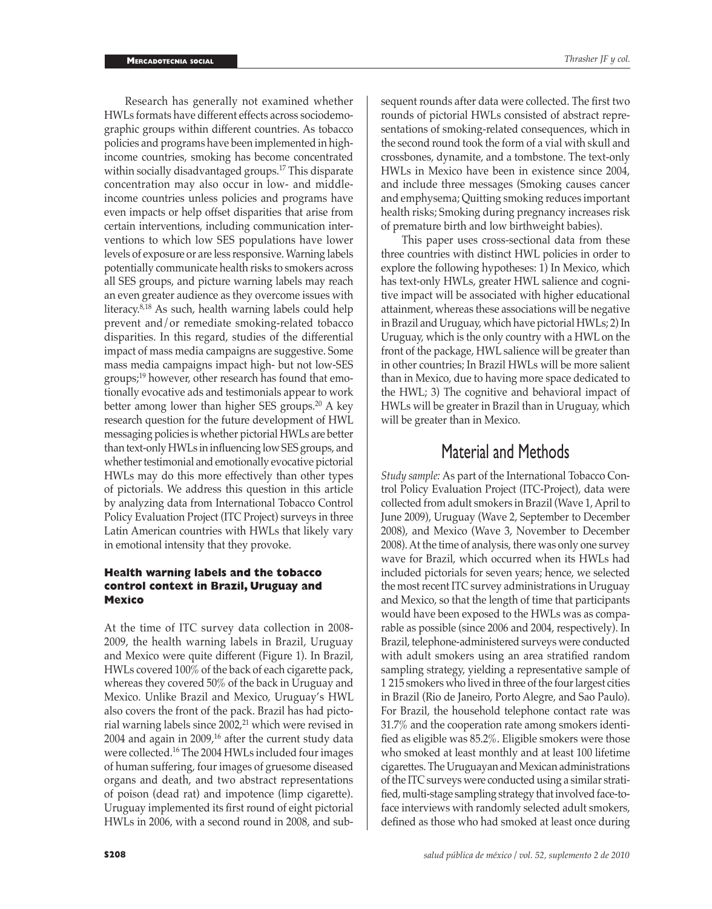Research has generally not examined whether HWLs formats have different effects across sociodemographic groups within different countries. As tobacco policies and programs have been implemented in high-income countries, smoking has become concentrated within socially disadvantaged groups.[17] This disparate concentration may also occur in low- and middle-income countries unless policies and programs have even impacts or help offset disparities that arise from certain interventions, including communication interventions to which low SES populations have lower levels of exposure or are less responsive. Warning labels potentially communicate health risks to smokers across all SES groups, and picture warning labels may reach an even greater audience as they overcome issues with literacy.[8,18] As such, health warning labels could help prevent and/or remediate smoking-related tobacco disparities. In this regard, studies of the differential impact of mass media campaigns are suggestive. Some mass media campaigns impact high- but not low-SES groups;[19] however, other research has found that emotionally evocative ads and testimonials appear to work better among lower than higher SES groups.[20] A key research question for the future development of HWL messaging policies is whether pictorial HWLs are better than text-only HWLs in influencing low SES groups, and whether testimonial and emotionally evocative pictorial HWLs may do this more effectively than other types of pictorials. We address this question in this article by analyzing data from International Tobacco Control Policy Evaluation Project (ITC Project) surveys in three Latin American countries with HWLs that likely vary in emotional intensity that they provoke.

### Health warning labels and the tobacco control context in Brazil, Uruguay and Mexico

At the time of ITC survey data collection in 2008-2009, the health warning labels in Brazil, Uruguay and Mexico were quite different (Figure 1). In Brazil, HWLs covered 100% of the back of each cigarette pack, whereas they covered 50% of the back in Uruguay and Mexico. Unlike Brazil and Mexico, Uruguay's HWL also covers the front of the pack. Brazil has had pictorial warning labels since 2002,[21] which were revised in 2004 and again in 2009,[16] after the current study data were collected.[16] The 2004 HWLs included four images of human suffering, four images of gruesome diseased organs and death, and two abstract representations of poison (dead rat) and impotence (limp cigarette). Uruguay implemented its first round of eight pictorial HWLs in 2006, with a second round in 2008, and subsequent rounds after data were collected. The first two rounds of pictorial HWLs consisted of abstract representations of smoking-related consequences, which in the second round took the form of a vial with skull and crossbones, dynamite, and a tombstone. The text-only HWLs in Mexico have been in existence since 2004, and include three messages (Smoking causes cancer and emphysema; Quitting smoking reduces important health risks; Smoking during pregnancy increases risk of premature birth and low birthweight babies).

This paper uses cross-sectional data from these three countries with distinct HWL policies in order to explore the following hypotheses: 1) In Mexico, which has text-only HWLs, greater HWL salience and cognitive impact will be associated with higher educational attainment, whereas these associations will be negative in Brazil and Uruguay, which have pictorial HWLs; 2) In Uruguay, which is the only country with a HWL on the front of the package, HWL salience will be greater than in other countries; In Brazil HWLs will be more salient than in Mexico, due to having more space dedicated to the HWL; 3) The cognitive and behavioral impact of HWLs will be greater in Brazil than in Uruguay, which will be greater than in Mexico.

## Material and Methods

*Study sample:* As part of the International Tobacco Control Policy Evaluation Project (ITC-Project), data were collected from adult smokers in Brazil (Wave 1, April to June 2009), Uruguay (Wave 2, September to December 2008), and Mexico (Wave 3, November to December 2008). At the time of analysis, there was only one survey wave for Brazil, which occurred when its HWLs had included pictorials for seven years; hence, we selected the most recent ITC survey administrations in Uruguay and Mexico, so that the length of time that participants would have been exposed to the HWLs was as comparable as possible (since 2006 and 2004, respectively). In Brazil, telephone-administered surveys were conducted with adult smokers using an area stratified random sampling strategy, yielding a representative sample of 1 215 smokers who lived in three of the four largest cities in Brazil (Rio de Janeiro, Porto Alegre, and Sao Paulo). For Brazil, the household telephone contact rate was 31.7% and the cooperation rate among smokers identified as eligible was 85.2%. Eligible smokers were those who smoked at least monthly and at least 100 lifetime cigarettes. The Uruguayan and Mexican administrations of the ITC surveys were conducted using a similar stratified, multi-stage sampling strategy that involved face-to-face interviews with randomly selected adult smokers, defined as those who had smoked at least once during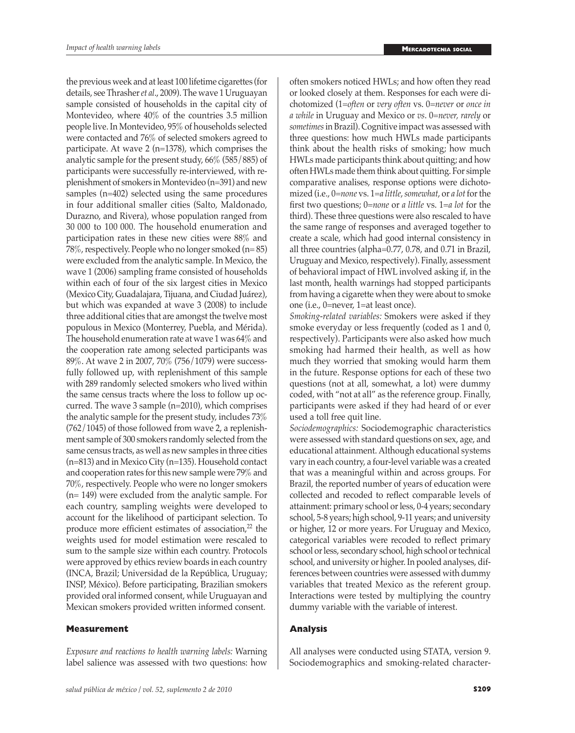the previous week and at least 100 lifetime cigarettes (for details, see Thrasher *et al*., 2009). The wave 1 Uruguayan sample consisted of households in the capital city of Montevideo, where 40% of the countries 3.5 million people live. In Montevideo, 95% of households selected were contacted and 76% of selected smokers agreed to participate. At wave 2 (n=1378), which comprises the analytic sample for the present study, 66% (585/885) of participants were successfully re-interviewed, with replenishment of smokers in Montevideo (n=391) and new samples (n=402) selected using the same procedures in four additional smaller cities (Salto, Maldonado, Durazno, and Rivera), whose population ranged from 30 000 to 100 000. The household enumeration and participation rates in these new cities were 88% and 78%, respectively. People who no longer smoked (n= 85) were excluded from the analytic sample. In Mexico, the wave 1 (2006) sampling frame consisted of households within each of four of the six largest cities in Mexico (Mexico City, Guadalajara, Tijuana, and Ciudad Juárez), but which was expanded at wave 3 (2008) to include three additional cities that are amongst the twelve most populous in Mexico (Monterrey, Puebla, and Mérida). The household enumeration rate at wave 1 was 64% and the cooperation rate among selected participants was 89%. At wave 2 in 2007, 70% (756/1079) were successfully followed up, with replenishment of this sample with 289 randomly selected smokers who lived within the same census tracts where the loss to follow up occurred. The wave 3 sample (n=2010), which comprises the analytic sample for the present study, includes 73% (762/1045) of those followed from wave 2, a replenishment sample of 300 smokers randomly selected from the same census tracts, as well as new samples in three cities (n=813) and in Mexico City (n=135). Household contact and cooperation rates for this new sample were 79% and 70%, respectively. People who were no longer smokers (n= 149) were excluded from the analytic sample. For each country, sampling weights were developed to account for the likelihood of participant selection. To produce more efficient estimates of association,[22] the weights used for model estimation were rescaled to sum to the sample size within each country. Protocols were approved by ethics review boards in each country (INCA, Brazil; Universidad de la República, Uruguay; INSP, México). Before participating, Brazilian smokers provided oral informed consent, while Uruguayan and Mexican smokers provided written informed consent.

## Measurement

*Exposure and reactions to health warning labels:* Warning label salience was assessed with two questions: how often smokers noticed HWLs; and how often they read or looked closely at them. Responses for each were dichotomized (1=*often* or *very often* vs. 0=*never* or *once in a while* in Uruguay and Mexico or *vs*. 0=*never, rarely* or *sometimes* in Brazil). Cognitive impact was assessed with three questions: how much HWLs made participants think about the health risks of smoking; how much HWLs made participants think about quitting; and how often HWLs made them think about quitting. For simple comparative analises, response options were dichotomized (i.e., 0=*none* vs. 1=*a little*, *somewhat*, or *a lot* for the first two questions; 0=*none* or *a little* vs. 1=*a lot* for the third). These three questions were also rescaled to have the same range of responses and averaged together to create a scale, which had good internal consistency in all three countries (alpha=0.77, 0.78, and 0.71 in Brazil, Uruguay and Mexico, respectively). Finally, assessment of behavioral impact of HWL involved asking if, in the last month, health warnings had stopped participants from having a cigarette when they were about to smoke one (i.e., 0=never, 1=at least once).

*Smoking-related variables:* Smokers were asked if they smoke everyday or less frequently (coded as 1 and 0, respectively). Participants were also asked how much smoking had harmed their health, as well as how much they worried that smoking would harm them in the future. Response options for each of these two questions (not at all, somewhat, a lot) were dummy coded, with "not at all" as the reference group. Finally, participants were asked if they had heard of or ever used a toll free quit line.

*Sociodemographics:* Sociodemographic characteristics were assessed with standard questions on sex, age, and educational attainment. Although educational systems vary in each country, a four-level variable was a created that was a meaningful within and across groups. For Brazil, the reported number of years of education were collected and recoded to reflect comparable levels of attainment: primary school or less, 0-4 years; secondary school, 5-8 years; high school, 9-11 years; and university or higher, 12 or more years. For Uruguay and Mexico, categorical variables were recoded to reflect primary school or less, secondary school, high school or technical school, and university or higher. In pooled analyses, differences between countries were assessed with dummy variables that treated Mexico as the referent group. Interactions were tested by multiplying the country dummy variable with the variable of interest.

## Analysis

All analyses were conducted using STATA, version 9. Sociodemographics and smoking-related character-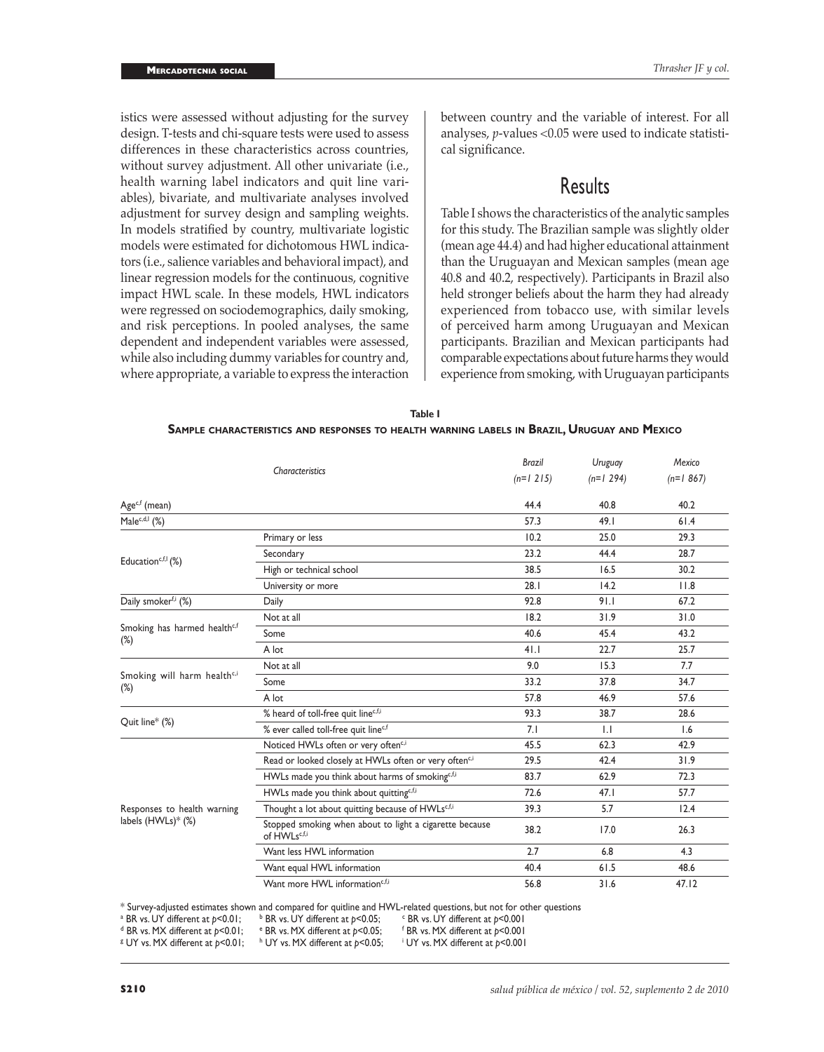istics were assessed without adjusting for the survey design. T-tests and chi-square tests were used to assess differences in these characteristics across countries, without survey adjustment. All other univariate (i.e., health warning label indicators and quit line variables), bivariate, and multivariate analyses involved adjustment for survey design and sampling weights. In models stratified by country, multivariate logistic models were estimated for dichotomous HWL indicators (i.e., salience variables and behavioral impact), and linear regression models for the continuous, cognitive impact HWL scale. In these models, HWL indicators were regressed on sociodemographics, daily smoking, and risk perceptions. In pooled analyses, the same dependent and independent variables were assessed, while also including dummy variables for country and, where appropriate, a variable to express the interaction between country and the variable of interest. For all analyses, *p*-values <0.05 were used to indicate statistical significance.

# Results

Table I shows the characteristics of the analytic samples for this study. The Brazilian sample was slightly older (mean age 44.4) and had higher educational attainment than the Uruguayan and Mexican samples (mean age 40.8 and 40.2, respectively). Participants in Brazil also held stronger beliefs about the harm they had already experienced from tobacco use, with similar levels of perceived harm among Uruguayan and Mexican participants. Brazilian and Mexican participants had comparable expectations about future harms they would experience from smoking, with Uruguayan participants

**Table I**

**Sample characteristics and responses to health warning labels in Brazil, Uruguay and Mexico**

| Characteristics | | *Brazil (n=1 215)* | *Uruguay (n=1 294)* | *Mexico (n=1 867)* |
|---|---|---|---|---|
| Age[c,f] (mean) | | 44.4 | 40.8 | 40.2 |
| Male[c,d,i] (%) | | 57.3 | 49.1 | 61.4 |
| Education[c,f,i] (%) | Primary or less | 10.2 | 25.0 | 29.3 |
| | Secondary | 23.2 | 44.4 | 28.7 |
| | High or technical school | 38.5 | 16.5 | 30.2 |
| | University or more | 28.1 | 14.2 | 11.8 |
| Daily smoker[f,i] (%) | Daily | 92.8 | 91.1 | 67.2 |
| Smoking has harmed health[c,f] (%) | Not at all | 18.2 | 31.9 | 31.0 |
| | Some | 40.6 | 45.4 | 43.2 |
| | A lot | 41.1 | 22.7 | 25.7 |
| Smoking will harm health[c,i] (%) | Not at all | 9.0 | 15.3 | 7.7 |
| | Some | 33.2 | 37.8 | 34.7 |
| | A lot | 57.8 | 46.9 | 57.6 |
| Quit line* (%) | % heard of toll-free quit line[c,f,i] | 93.3 | 38.7 | 28.6 |
| | % ever called toll-free quit line[c,f] | 7.1 | 1.1 | 1.6 |
| Responses to health warning labels (HWLs)* (%) | Noticed HWLs often or very often[c,i] | 45.5 | 62.3 | 42.9 |
| | Read or looked closely at HWLs often or very often[c,i] | 29.5 | 42.4 | 31.9 |
| | HWLs made you think about harms of smoking[c,f,i] | 83.7 | 62.9 | 72.3 |
| | HWLs made you think about quitting[c,f,i] | 72.6 | 47.1 | 57.7 |
| | Thought a lot about quitting because of HWLs[c,f,i] | 39.3 | 5.7 | 12.4 |
| | Stopped smoking when about to light a cigarette because of HWLs[c,f,i] | 38.2 | 17.0 | 26.3 |
| | Want less HWL information | 2.7 | 6.8 | 4.3 |
| | Want equal HWL information | 40.4 | 61.5 | 48.6 |
| | Want more HWL information[c,f,i] | 56.8 | 31.6 | 47.12 |

\* Survey-adjusted estimates shown and compared for quitline and HWL-related questions, but not for other questions

[a] BR vs. UY different at $p<0.01$; [b] BR vs. UY different at $p<0.05$; [c] BR vs. UY different at $p<0.001$

[d] BR vs. MX different at $p<0.01$; [e] BR vs. MX different at $p<0.05$; [f] BR vs. MX different at $p<0.001$

[g] UY vs. MX different at $p<0.01$; [h] UY vs. MX different at $p<0.05$; [i] UY vs. MX different at $p<0.001$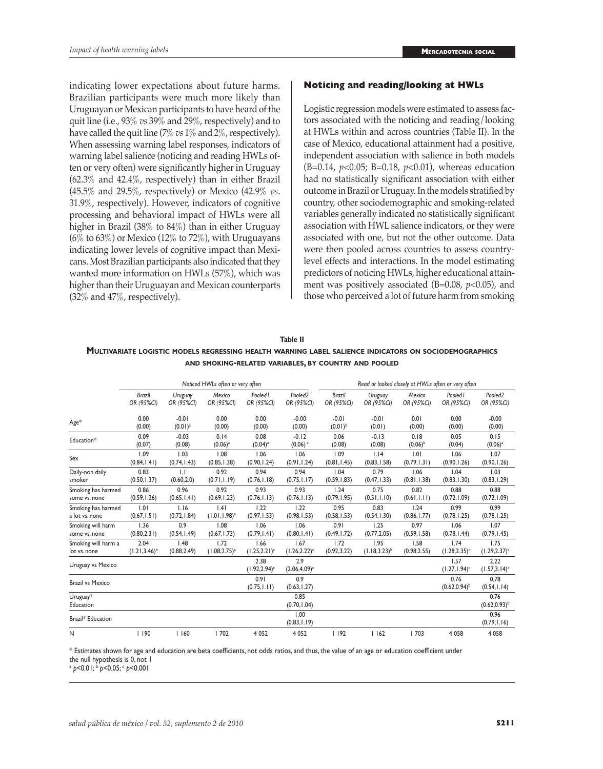indicating lower expectations about future harms. Brazilian participants were much more likely than Uruguayan or Mexican participants to have heard of the quit line (i.e., 93% *vs* 39% and 29%, respectively) and to have called the quit line (7% *vs* 1% and 2%, respectively). When assessing warning label responses, indicators of warning label salience (noticing and reading HWLs often or very often) were significantly higher in Uruguay (62.3% and 42.4%, respectively) than in either Brazil (45.5% and 29.5%, respectively) or Mexico (42.9% *vs*. 31.9%, respectively). However, indicators of cognitive processing and behavioral impact of HWLs were all higher in Brazil (38% to 84%) than in either Uruguay (6% to 63%) or Mexico (12% to 72%), with Uruguayans indicating lower levels of cognitive impact than Mexicans. Most Brazilian participants also indicated that they wanted more information on HWLs (57%), which was higher than their Uruguayan and Mexican counterparts (32% and 47%, respectively).

### Noticing and reading/looking at HWLs

Logistic regression models were estimated to assess factors associated with the noticing and reading/looking at HWLs within and across countries (Table II). In the case of Mexico, educational attainment had a positive, independent association with salience in both models (B=0.14, $p<0.05$; B=0.18, $p<0.01$), whereas education had no statistically significant association with either outcome in Brazil or Uruguay. In the models stratified by country, other sociodemographic and smoking-related variables generally indicated no statistically significant association with HWL salience indicators, or they were associated with one, but not the other outcome. Data were then pooled across countries to assess country-level effects and interactions. In the model estimating predictors of noticing HWLs, higher educational attainment was positively associated (B=0.08, $p<0.05$), and those who perceived a lot of future harm from smoking

**Table II**

**Multivariate logistic models regressing health warning label salience indicators on sociodemographics and smoking-related variables, by country and pooled**

| | *Noticed HWLs often or very often* | | | | | *Read or looked closely at HWLs often or very often* | | | | |
|---|---|---|---|---|---|---|---|---|---|---|
| | *Brazil OR (95%CI)* | *Uruguay OR (95%CI)* | *Mexico OR (95%CI)* | *Pooled1 OR (95%CI)* | *Pooled2 OR (95%CI)* | *Brazil OR (95%CI)* | *Uruguay OR (95%CI)* | *Mexico OR (95%CI)* | *Pooled1 OR (95%CI)* | *Pooled2 OR (95%CI)* |
| Age* | 0.00 (0.00) | -0.01 (0.01)[a] | 0.00 (0.00) | 0.00 (0.00) | -0.00 (0.00) | -0.01 (0.01)[b] | -0.01 (0.01) | 0.01 (0.00) | 0.00 (0.00) | -0.00 (0.00) |
| Education* | 0.09 (0.07) | -0.03 (0.08) | 0.14 (0.06)[a] | 0.08 (0.04)[a] | -0.12 (0.06)[a] | 0.06 (0.08) | -0.13 (0.08) | 0.18 (0.06)[b] | 0.05 (0.04) | 0.15 (0.06)[a] |
| Sex | 1.09 (0.84,1.41) | 1.03 (0.74,1.43) | 1.08 (0.85,1.38) | 1.06 (0.90,1.24) | 1.06 (0.91,1.24) | 1.09 (0.81,1.45) | 1.14 (0.83,1.58) | 1.01 (0.79,1.31) | 1.06 (0.90,1.26) | 1.07 (0.90,1.26) |
| Daily-non daily smoker | 0.83 (0.50,1.37) | 1.1 (0.60,2.0) | 0.92 (0.71,1.19) | 0.94 (0.76,1.18) | 0.94 (0.75,1.17) | 1.04 (0.59,1.83) | 0.79 (0.47,1.33) | 1.06 (0.81,1.38) | 1.04 (0.83,1.30) | 1.03 (0.83,1.29) |
| Smoking has harmed some vs. none | 0.86 (0.59,1.26) | 0.96 (0.65,1.41) | 0.92 (0.69,1.23) | 0.93 (0.76,1.13) | 0.93 (0.76,1.13) | 1.24 (0.79,1.95) | 0.75 (0.51,1.10) | 0.82 (0.61,1.11) | 0.88 (0.72,1.09) | 0.88 (0.72,1.09) |
| Smoking has harmed a lot vs. none | 1.01 (0.67,1.51) | 1.16 (0.72,1.84) | 1.41 (1.01,1.98)[a] | 1.22 (0.97,1.53) | 1.22 (0.98,1.53) | 0.95 (0.58,1.53) | 0.83 (0.54,1.30) | 1.24 (0.86,1.77) | 0.99 (0.78,1.25) | 0.99 (0.78,1.25) |
| Smoking will harm some vs. none | 1.36 (0.80,2.31) | 0.9 (0.54,1.49) | 1.08 (0.67,1.73) | 1.06 (0.79,1.41) | 1.06 (0.80,1.41) | 0.91 (0.49,1.72) | 1.25 (0.77,2.05) | 0.97 (0.59,1.58) | 1.06 (0.78,1.44) | 1.07 (0.79,1.45) |
| Smoking will harm a lot vs. none | 2.04 (1.21,3.46)[b] | 1.48 (0.88,2.49) | 1.72 (1.08,2.75)[a] | 1.66 (1.25,2.21)[c] | 1.67 (1.26,2.22)[c] | 1.72 (0.92,3.22) | 1.95 (1.18,3.23)[b] | 1.58 (0.98,2.55) | 1.74 (1.28,2.35)[c] | 1.75 (1.29,2.37)[c] |
| Uruguay vs Mexico | | | | 2.38 (1.92,2.94)[c] | 2.9 (2.06,4.09)[c] | | | | 1.57 (1.27,1.94)[c] | 2.22 (1.57,3.14)[c] |
| Brazil vs Mexico | | | | 0.91 (0.75,1.11) | 0.9 (0.63,1.27) | | | | 0.76 (0.62,0.94)[b] | 0.78 (0.54,1.14) |
| Uruguay* Education | | | | | 0.85 (0.70,1.04) | | | | | 0.76 (0.62,0.93)[b] |
| Brazil* Education | | | | | 1.00 (0.83,1.19) | | | | | 0.96 (0.79,1.16) |
| N | 1 190 | 1 160 | 1 702 | 4 052 | 4 052 | 1 192 | 1 162 | 1 703 | 4 058 | 4 058 |

\* Estimates shown for age and education are beta coefficients, not odds ratios, and thus, the value of an age or education coefficient under the null hypothesis is 0, not 1

[a] $p<0.01$; [b] $p<0.05$; [c] $p<0.001$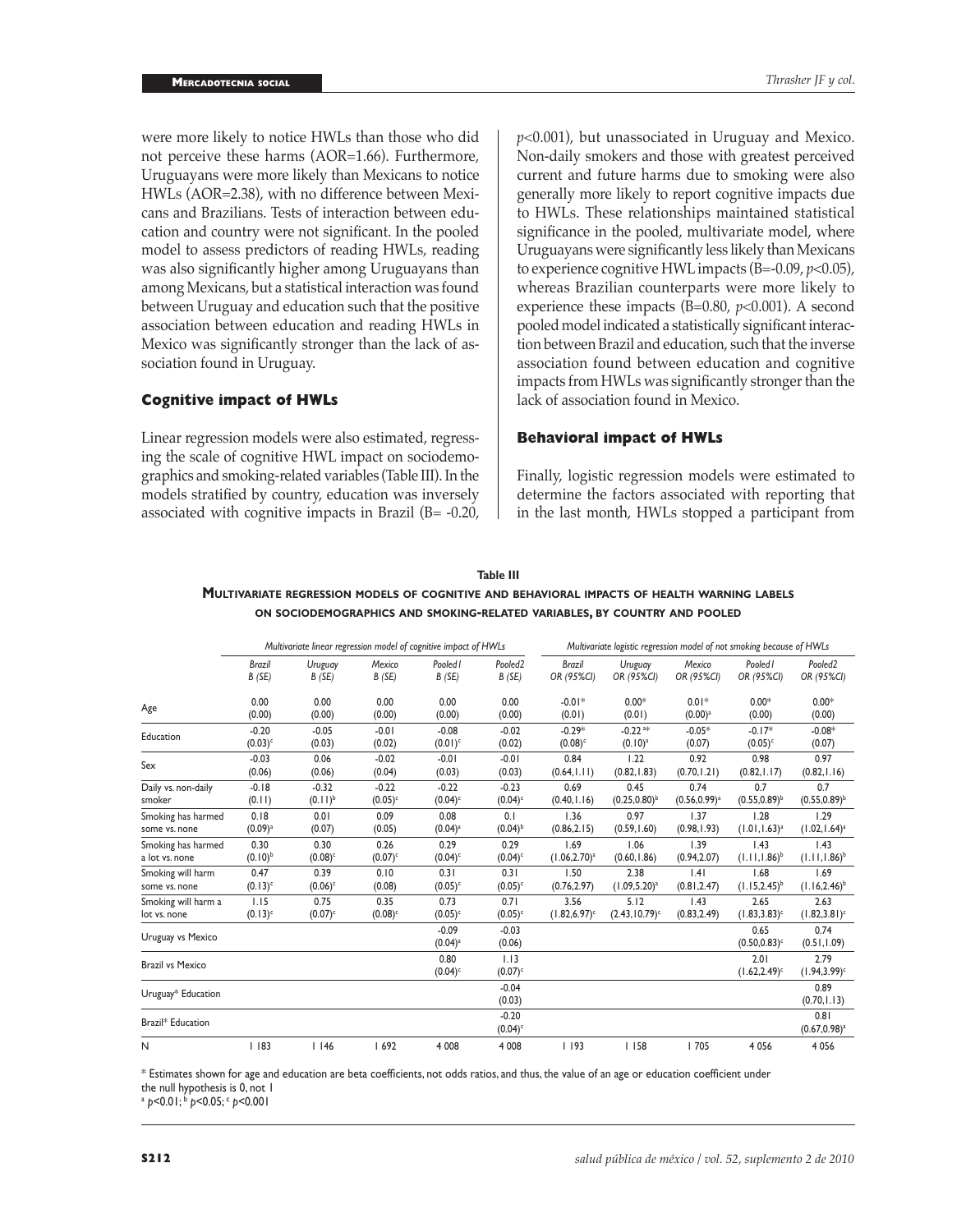were more likely to notice HWLs than those who did not perceive these harms (AOR=1.66). Furthermore, Uruguayans were more likely than Mexicans to notice HWLs (AOR=2.38), with no difference between Mexicans and Brazilians. Tests of interaction between education and country were not significant. In the pooled model to assess predictors of reading HWLs, reading was also significantly higher among Uruguayans than among Mexicans, but a statistical interaction was found between Uruguay and education such that the positive association between education and reading HWLs in Mexico was significantly stronger than the lack of association found in Uruguay.

### Cognitive impact of HWLs

Linear regression models were also estimated, regressing the scale of cognitive HWL impact on sociodemographics and smoking-related variables (Table III). In the models stratified by country, education was inversely associated with cognitive impacts in Brazil (B= -0.20, $p<0.001$), but unassociated in Uruguay and Mexico. Non-daily smokers and those with greatest perceived current and future harms due to smoking were also generally more likely to report cognitive impacts due to HWLs. These relationships maintained statistical significance in the pooled, multivariate model, where Uruguayans were significantly less likely than Mexicans to experience cognitive HWL impacts (B=-0.09, $p<0.05$), whereas Brazilian counterparts were more likely to experience these impacts (B=0.80, $p<0.001$). A second pooled model indicated a statistically significant interaction between Brazil and education, such that the inverse association found between education and cognitive impacts from HWLs was significantly stronger than the lack of association found in Mexico.

### Behavioral impact of HWLs

Finally, logistic regression models were estimated to determine the factors associated with reporting that in the last month, HWLs stopped a participant from

**Table III**

**Multivariate regression models of cognitive and behavioral impacts of health warning labels on sociodemographics and smoking-related variables, by country and pooled**

| | *Multivariate linear regression model of cognitive impact of HWLs* | | | | | *Multivariate logistic regression model of not smoking because of HWLs* | | | | |
|---|---|---|---|---|---|---|---|---|---|---|
| | *Brazil B (SE)* | *Uruguay B (SE)* | *Mexico B (SE)* | *Pooled1 B (SE)* | *Pooled2 B (SE)* | *Brazil OR (95%CI)* | *Uruguay OR (95%CI)* | *Mexico OR (95%CI)* | *Pooled1 OR (95%CI)* | *Pooled2 OR (95%CI)* |
| Age | 0.00 (0.00) | 0.00 (0.00) | 0.00 (0.00) | 0.00 (0.00) | 0.00 (0.00) | -0.01* (0.01) | 0.00* (0.01) | 0.01* (0.00)[a] | 0.00* (0.00) | 0.00* (0.00) |
| Education | -0.20 (0.03)[c] | -0.05 (0.03) | -0.01 (0.02) | -0.08 (0.01)[c] | -0.02 (0.02) | -0.29* (0.08)[c] | -0.22 a* (0.10)[a] | -0.05* (0.07) | -0.17* (0.05)[c] | -0.08* (0.07) |
| Sex | -0.03 (0.06) | 0.06 (0.06) | -0.02 (0.04) | -0.01 (0.03) | -0.01 (0.03) | 0.84 (0.64,1.11) | 1.22 (0.82,1.83) | 0.92 (0.70,1.21) | 0.98 (0.82,1.17) | 0.97 (0.82,1.16) |
| Daily vs. non-daily smoker | -0.18 (0.11) | -0.32 (0.11)[b] | -0.22 (0.05)[c] | -0.22 (0.04)[c] | -0.23 (0.04)[c] | 0.69 (0.40,1.16) | 0.45 (0.25,0.80)[b] | 0.74 (0.56,0.99)[a] | 0.7 (0.55,0.89)[b] | 0.7 (0.55,0.89)[b] |
| Smoking has harmed some vs. none | 0.18 (0.09)[a] | 0.01 (0.07) | 0.09 (0.05) | 0.08 (0.04)[a] | 0.1 (0.04)[b] | 1.36 (0.86,2.15) | 0.97 (0.59,1.60) | 1.37 (0.98,1.93) | 1.28 (1.01,1.63)[a] | 1.29 (1.02,1.64)[a] |
| Smoking has harmed a lot vs. none | 0.30 (0.10)[b] | 0.30 (0.08)[c] | 0.26 (0.07)[c] | 0.29 (0.04)[c] | 0.29 (0.04)[c] | 1.69 (1.06,2.70)[a] | 1.06 (0.60,1.86) | 1.39 (0.94,2.07) | 1.43 (1.11,1.86)[b] | 1.43 (1.11,1.86)[b] |
| Smoking will harm some vs. none | 0.47 (0.13)[c] | 0.39 (0.06)[c] | 0.10 (0.08) | 0.31 (0.05)[c] | 0.31 (0.05)[c] | 1.50 (0.76,2.97) | 2.38 (1.09,5.20)[a] | 1.41 (0.81,2.47) | 1.68 (1.15,2.45)[b] | 1.69 (1.16,2.46)[b] |
| Smoking will harm a lot vs. none | 1.15 (0.13)[c] | 0.75 (0.07)[c] | 0.35 (0.08)[c] | 0.73 (0.05)[c] | 0.71 (0.05)[c] | 3.56 (1.82,6.97)[c] | 5.12 (2.43,10.79)[c] | 1.43 (0.83,2.49) | 2.65 (1.83,3.83)[c] | 2.63 (1.82,3.81)[c] |
| Uruguay vs Mexico | | | | -0.09 (0.04)[a] | -0.03 (0.06) | | | | 0.65 (0.50,0.83)[c] | 0.74 (0.51,1.09) |
| Brazil vs Mexico | | | | 0.80 (0.04)[c] | 1.13 (0.07)[c] | | | | 2.01 (1.62,2.49)[c] | 2.79 (1.94,3.99)[c] |
| Uruguay* Education | | | | | -0.04 (0.03) | | | | | 0.89 (0.70,1.13) |
| Brazil* Education | | | | | -0.20 (0.04)[c] | | | | | 0.81 (0.67,0.98)[a] |
| N | 1 183 | 1 146 | 1 692 | 4 008 | 4 008 | 1 193 | 1 158 | 1 705 | 4 056 | 4 056 |

\* Estimates shown for age and education are beta coefficients, not odds ratios, and thus, the value of an age or education coefficient under the null hypothesis is 0, not 1

[a] $p<0.01$; [b] $p<0.05$; [c] $p<0.001$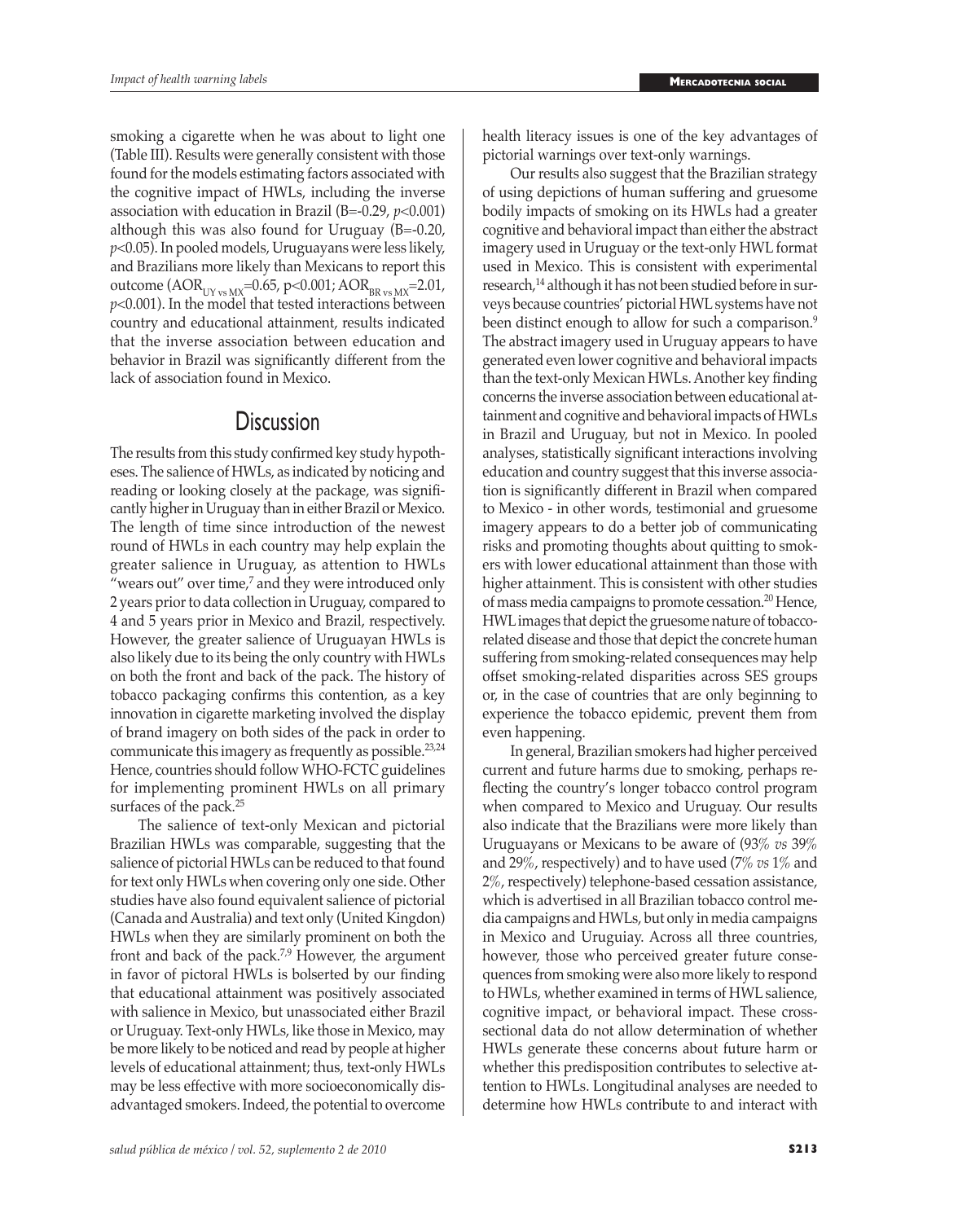smoking a cigarette when he was about to light one (Table III). Results were generally consistent with those found for the models estimating factors associated with the cognitive impact of HWLs, including the inverse association with education in Brazil (B=-0.29, $p<0.001$) although this was also found for Uruguay (B=-0.20, $p<0.05$). In pooled models, Uruguayans were less likely, and Brazilians more likely than Mexicans to report this outcome ($AOR_{UY\ vs\ MX}=0.65$, $p<0.001$; $AOR_{BR\ vs\ MX}=2.01$, $p<0.001$). In the model that tested interactions between country and educational attainment, results indicated that the inverse association between education and behavior in Brazil was significantly different from the lack of association found in Mexico.

## Discussion

The results from this study confirmed key study hypotheses. The salience of HWLs, as indicated by noticing and reading or looking closely at the package, was significantly higher in Uruguay than in either Brazil or Mexico. The length of time since introduction of the newest round of HWLs in each country may help explain the greater salience in Uruguay, as attention to HWLs "wears out" over time,[7] and they were introduced only 2 years prior to data collection in Uruguay, compared to 4 and 5 years prior in Mexico and Brazil, respectively. However, the greater salience of Uruguayan HWLs is also likely due to its being the only country with HWLs on both the front and back of the pack. The history of tobacco packaging confirms this contention, as a key innovation in cigarette marketing involved the display of brand imagery on both sides of the pack in order to communicate this imagery as frequently as possible.[23,24] Hence, countries should follow WHO-FCTC guidelines for implementing prominent HWLs on all primary surfaces of the pack.[25]

The salience of text-only Mexican and pictorial Brazilian HWLs was comparable, suggesting that the salience of pictorial HWLs can be reduced to that found for text only HWLs when covering only one side. Other studies have also found equivalent salience of pictorial (Canada and Australia) and text only (United Kingdom) HWLs when they are similarly prominent on both the front and back of the pack.[7,9] However, the argument in favor of pictoral HWLs is bolserted by our finding that educational attainment was positively associated with salience in Mexico, but unassociated either Brazil or Uruguay. Text-only HWLs, like those in Mexico, may be more likely to be noticed and read by people at higher levels of educational attainment; thus, text-only HWLs may be less effective with more socioeconomically disadvantaged smokers. Indeed, the potential to overcome health literacy issues is one of the key advantages of pictorial warnings over text-only warnings.

Our results also suggest that the Brazilian strategy of using depictions of human suffering and gruesome bodily impacts of smoking on its HWLs had a greater cognitive and behavioral impact than either the abstract imagery used in Uruguay or the text-only HWL format used in Mexico. This is consistent with experimental research,[14] although it has not been studied before in surveys because countries' pictorial HWL systems have not been distinct enough to allow for such a comparison.[9] The abstract imagery used in Uruguay appears to have generated even lower cognitive and behavioral impacts than the text-only Mexican HWLs. Another key finding concerns the inverse association between educational attainment and cognitive and behavioral impacts of HWLs in Brazil and Uruguay, but not in Mexico. In pooled analyses, statistically significant interactions involving education and country suggest that this inverse association is significantly different in Brazil when compared to Mexico - in other words, testimonial and gruesome imagery appears to do a better job of communicating risks and promoting thoughts about quitting to smokers with lower educational attainment than those with higher attainment. This is consistent with other studies of mass media campaigns to promote cessation.[20] Hence, HWL images that depict the gruesome nature of tobacco-related disease and those that depict the concrete human suffering from smoking-related consequences may help offset smoking-related disparities across SES groups or, in the case of countries that are only beginning to experience the tobacco epidemic, prevent them from even happening.

In general, Brazilian smokers had higher perceived current and future harms due to smoking, perhaps reflecting the country's longer tobacco control program when compared to Mexico and Uruguay. Our results also indicate that the Brazilians were more likely than Uruguayans or Mexicans to be aware of (93% *vs* 39% and 29%, respectively) and to have used (7% *vs* 1% and 2%, respectively) telephone-based cessation assistance, which is advertised in all Brazilian tobacco control media campaigns and HWLs, but only in media campaigns in Mexico and Uruguiay. Across all three countries, however, those who perceived greater future consequences from smoking were also more likely to respond to HWLs, whether examined in terms of HWL salience, cognitive impact, or behavioral impact. These cross-sectional data do not allow determination of whether HWLs generate these concerns about future harm or whether this predisposition contributes to selective attention to HWLs. Longitudinal analyses are needed to determine how HWLs contribute to and interact with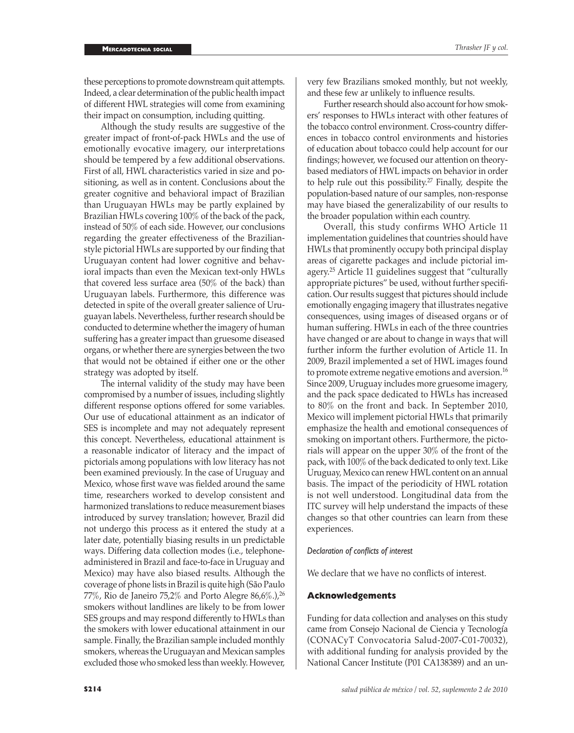these perceptions to promote downstream quit attempts. Indeed, a clear determination of the public health impact of different HWL strategies will come from examining their impact on consumption, including quitting.

Although the study results are suggestive of the greater impact of front-of-pack HWLs and the use of emotionally evocative imagery, our interpretations should be tempered by a few additional observations. First of all, HWL characteristics varied in size and positioning, as well as in content. Conclusions about the greater cognitive and behavioral impact of Brazilian than Uruguayan HWLs may be partly explained by Brazilian HWLs covering 100% of the back of the pack, instead of 50% of each side. However, our conclusions regarding the greater effectiveness of the Brazilian-style pictorial HWLs are supported by our finding that Uruguayan content had lower cognitive and behavioral impacts than even the Mexican text-only HWLs that covered less surface area (50% of the back) than Uruguayan labels. Furthermore, this difference was detected in spite of the overall greater salience of Uruguayan labels. Nevertheless, further research should be conducted to determine whether the imagery of human suffering has a greater impact than gruesome diseased organs, or whether there are synergies between the two that would not be obtained if either one or the other strategy was adopted by itself.

The internal validity of the study may have been compromised by a number of issues, including slightly different response options offered for some variables. Our use of educational attainment as an indicator of SES is incomplete and may not adequately represent this concept. Nevertheless, educational attainment is a reasonable indicator of literacy and the impact of pictorials among populations with low literacy has not been examined previously. In the case of Uruguay and Mexico, whose first wave was fielded around the same time, researchers worked to develop consistent and harmonized translations to reduce measurement biases introduced by survey translation; however, Brazil did not undergo this process as it entered the study at a later date, potentially biasing results in un predictable ways. Differing data collection modes (i.e., telephone-administered in Brazil and face-to-face in Uruguay and Mexico) may have also biased results. Although the coverage of phone lists in Brazil is quite high (São Paulo 77%, Rio de Janeiro 75,2% and Porto Alegre 86,6%.),[26] smokers without landlines are likely to be from lower SES groups and may respond differently to HWLs than the smokers with lower educational attainment in our sample. Finally, the Brazilian sample included monthly smokers, whereas the Uruguayan and Mexican samples excluded those who smoked less than weekly. However, very few Brazilians smoked monthly, but not weekly, and these few ar unlikely to influence results.

Further research should also account for how smokers' responses to HWLs interact with other features of the tobacco control environment. Cross-country differences in tobacco control environments and histories of education about tobacco could help account for our findings; however, we focused our attention on theory-based mediators of HWL impacts on behavior in order to help rule out this possibility.[27] Finally, despite the population-based nature of our samples, non-response may have biased the generalizability of our results to the broader population within each country.

Overall, this study confirms WHO Article 11 implementation guidelines that countries should have HWLs that prominently occupy both principal display areas of cigarette packages and include pictorial imagery.[25] Article 11 guidelines suggest that "culturally appropriate pictures" be used, without further specification. Our results suggest that pictures should include emotionally engaging imagery that illustrates negative consequences, using images of diseased organs or of human suffering. HWLs in each of the three countries have changed or are about to change in ways that will further inform the further evolution of Article 11. In 2009, Brazil implemented a set of HWL images found to promote extreme negative emotions and aversion.[16] Since 2009, Uruguay includes more gruesome imagery, and the pack space dedicated to HWLs has increased to 80% on the front and back. In September 2010, Mexico will implement pictorial HWLs that primarily emphasize the health and emotional consequences of smoking on important others. Furthermore, the pictorials will appear on the upper 30% of the front of the pack, with 100% of the back dedicated to only text. Like Uruguay, Mexico can renew HWL content on an annual basis. The impact of the periodicity of HWL rotation is not well understood. Longitudinal data from the ITC survey will help understand the impacts of these changes so that other countries can learn from these experiences.

*Declaration of conflicts of interest*

We declare that we have no conflicts of interest.

## Acknowledgements

Funding for data collection and analyses on this study came from Consejo Nacional de Ciencia y Tecnología (CONACyT Convocatoria Salud-2007-C01-70032), with additional funding for analysis provided by the National Cancer Institute (P01 CA138389) and an un-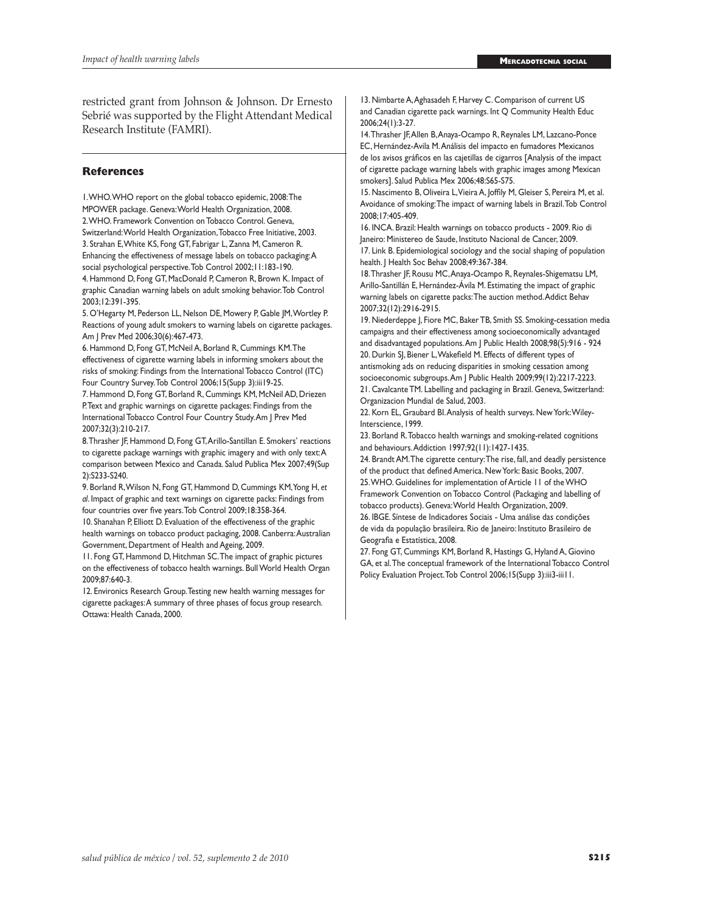restricted grant from Johnson & Johnson. Dr Ernesto Sebrié was supported by the Flight Attendant Medical Research Institute (FAMRI).

## References

1. WHO. WHO report on the global tobacco epidemic, 2008: The MPOWER package. Geneva: World Health Organization, 2008.
2. WHO. Framework Convention on Tobacco Control. Geneva, Switzerland: World Health Organization, Tobacco Free Initiative, 2003.
3. Strahan E, White KS, Fong GT, Fabrigar L, Zanna M, Cameron R. Enhancing the effectiveness of message labels on tobacco packaging: A social psychological perspective. Tob Control 2002;11:183-190.
4. Hammond D, Fong GT, MacDonald P, Cameron R, Brown K. Impact of graphic Canadian warning labels on adult smoking behavior. Tob Control 2003;12:391-395.
5. O'Hegarty M, Pederson LL, Nelson DE, Mowery P, Gable JM, Wortley P. Reactions of young adult smokers to warning labels on cigarette packages. Am J Prev Med 2006;30(6):467-473.
6. Hammond D, Fong GT, McNeil A, Borland R, Cummings KM. The effectiveness of cigarette warning labels in informing smokers about the risks of smoking: Findings from the International Tobacco Control (ITC) Four Country Survey. Tob Control 2006;15(Supp 3):iii19-25.
7. Hammond D, Fong GT, Borland R, Cummings KM, McNeil AD, Driezen P. Text and graphic warnings on cigarette packages: Findings from the International Tobacco Control Four Country Study. Am J Prev Med 2007;32(3):210-217.
8. Thrasher JF, Hammond D, Fong GT, Arillo-Santillan E. Smokers' reactions to cigarette package warnings with graphic imagery and with only text: A comparison between Mexico and Canada. Salud Publica Mex 2007;49(Sup 2):S233-S240.
9. Borland R, Wilson N, Fong GT, Hammond D, Cummings KM, Yong H, *et al*. Impact of graphic and text warnings on cigarette packs: Findings from four countries over five years. Tob Control 2009;18:358-364.
10. Shanahan P, Elliott D. Evaluation of the effectiveness of the graphic health warnings on tobacco product packaging, 2008. Canberra: Australian Government, Department of Health and Ageing, 2009.
11. Fong GT, Hammond D, Hitchman SC. The impact of graphic pictures on the effectiveness of tobacco health warnings. Bull World Health Organ 2009;87:640-3.
12. Environics Research Group. Testing new health warning messages for cigarette packages: A summary of three phases of focus group research. Ottawa: Health Canada, 2000.
13. Nimbarte A, Aghasadeh F, Harvey C. Comparison of current US and Canadian cigarette pack warnings. Int Q Community Health Educ 2006;24(1):3-27.
14. Thrasher JF, Allen B, Anaya-Ocampo R, Reynales LM, Lazcano-Ponce EC, Hernández-Avila M. Análisis del impacto en fumadores Mexicanos de los avisos gráficos en las cajetillas de cigarros [Analysis of the impact of cigarette package warning labels with graphic images among Mexican smokers]. Salud Publica Mex 2006;48:S65-S75.
15. Nascimento B, Oliveira L, Vieira A, Joffily M, Gleiser S, Pereira M, et al. Avoidance of smoking: The impact of warning labels in Brazil. Tob Control 2008;17:405-409.
16. INCA. Brazil: Health warnings on tobacco products - 2009. Rio di Janeiro: Ministereo de Saude, Instituto Nacional de Cancer, 2009.
17. Link B. Epidemiological sociology and the social shaping of population health. J Health Soc Behav 2008;49:367-384.
18. Thrasher JF, Rousu MC, Anaya-Ocampo R, Reynales-Shigematsu LM, Arillo-Santillán E, Hernández-Ávila M. Estimating the impact of graphic warning labels on cigarette packs: The auction method. Addict Behav 2007;32(12):2916-2915.
19. Niederdeppe J, Fiore MC, Baker TB, Smith SS. Smoking-cessation media campaigns and their effectiveness among socioeconomically advantaged and disadvantaged populations. Am J Public Health 2008;98(5):916 - 924
20. Durkin SJ, Biener L, Wakefield M. Effects of different types of antismoking ads on reducing disparities in smoking cessation among socioeconomic subgroups. Am J Public Health 2009;99(12):2217-2223.
21. Cavalcante TM. Labelling and packaging in Brazil. Geneva, Switzerland: Organizacion Mundial de Salud, 2003.
22. Korn EL, Graubard BI. Analysis of health surveys. New York: Wiley-Interscience, 1999.
23. Borland R. Tobacco health warnings and smoking-related cognitions and behaviours. Addiction 1997;92(11):1427-1435.
24. Brandt AM. The cigarette century: The rise, fall, and deadly persistence of the product that defined America. New York: Basic Books, 2007.
25. WHO. Guidelines for implementation of Article 11 of the WHO Framework Convention on Tobacco Control (Packaging and labelling of tobacco products). Geneva: World Health Organization, 2009.
26. IBGE. Síntese de Indicadores Sociais - Uma análise das condições de vida da população brasileira. Rio de Janeiro: Instituto Brasileiro de Geografia e Estatística, 2008.
27. Fong GT, Cummings KM, Borland R, Hastings G, Hyland A, Giovino GA, et al. The conceptual framework of the International Tobacco Control Policy Evaluation Project. Tob Control 2006;15(Supp 3):iii3-iii11.